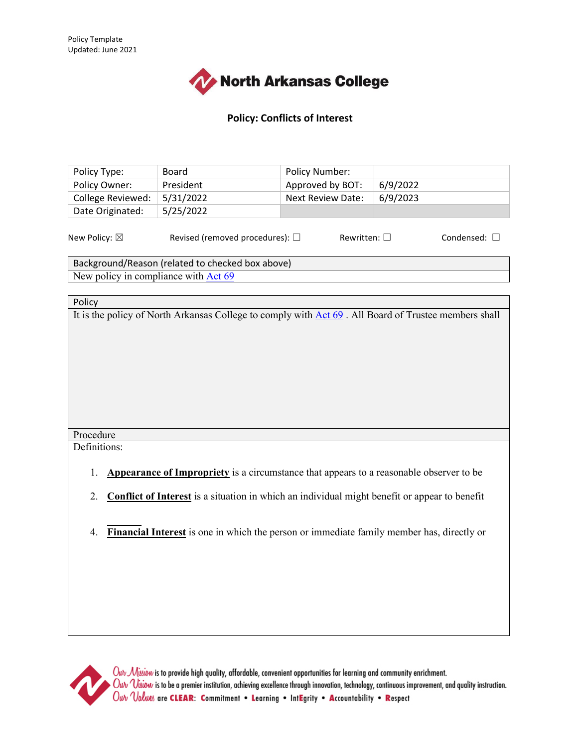Policy Template
Updated: June 2021

North Arkansas College

**Policy: Conflicts of Interest**

| Policy Type: | Board | Policy Number: | |
|---|---|---|---|
| Policy Owner: | President | Approved by BOT: | 6/9/2022 |
| College Reviewed: | 5/31/2022 | Next Review Date: | 6/9/2023 |
| Date Originated: | 5/25/2022 | | |

New Policy: ☒ Revised (removed procedures): ☐ Rewritten: ☐ Condensed: ☐

| Background/Reason (related to checked box above) |
|---|
| New policy in compliance with Act 69 |

| Policy |
|---|
| It is the policy of North Arkansas College to comply with Act 69 . All Board of Trustee members shall |

Procedure

Definitions:

1. **Appearance of Impropriety** is a circumstance that appears to a reasonable observer to be
2. **Conflict of Interest** is a situation in which an individual might benefit or appear to benefit

4. **Financial Interest** is one in which the person or immediate family member has, directly or

Our Mission is to provide high quality, affordable, convenient opportunities for learning and community enrichment.
Our Vision is to be a premier institution, achieving excellence through innovation, technology, continuous improvement, and quality instruction.
Our Values are CLEAR: Commitment • Learning • IntEgrity • Accountability • Respect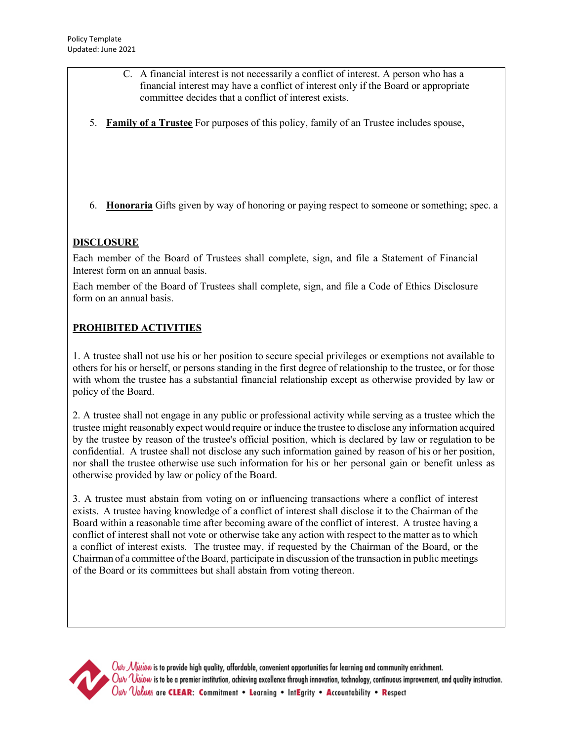C. A financial interest is not necessarily a conflict of interest. A person who has a financial interest may have a conflict of interest only if the Board or appropriate committee decides that a conflict of interest exists.

5. **Family of a Trustee** For purposes of this policy, family of an Trustee includes spouse,

6. **Honoraria** Gifts given by way of honoring or paying respect to someone or something; spec. a

## DISCLOSURE

Each member of the Board of Trustees shall complete, sign, and file a Statement of Financial Interest form on an annual basis.

Each member of the Board of Trustees shall complete, sign, and file a Code of Ethics Disclosure form on an annual basis.

## PROHIBITED ACTIVITIES

1. A trustee shall not use his or her position to secure special privileges or exemptions not available to others for his or herself, or persons standing in the first degree of relationship to the trustee, or for those with whom the trustee has a substantial financial relationship except as otherwise provided by law or policy of the Board.

2. A trustee shall not engage in any public or professional activity while serving as a trustee which the trustee might reasonably expect would require or induce the trustee to disclose any information acquired by the trustee by reason of the trustee's official position, which is declared by law or regulation to be confidential. A trustee shall not disclose any such information gained by reason of his or her position, nor shall the trustee otherwise use such information for his or her personal gain or benefit unless as otherwise provided by law or policy of the Board.

3. A trustee must abstain from voting on or influencing transactions where a conflict of interest exists. A trustee having knowledge of a conflict of interest shall disclose it to the Chairman of the Board within a reasonable time after becoming aware of the conflict of interest. A trustee having a conflict of interest shall not vote or otherwise take any action with respect to the matter as to which a conflict of interest exists. The trustee may, if requested by the Chairman of the Board, or the Chairman of a committee of the Board, participate in discussion of the transaction in public meetings of the Board or its committees but shall abstain from voting thereon.